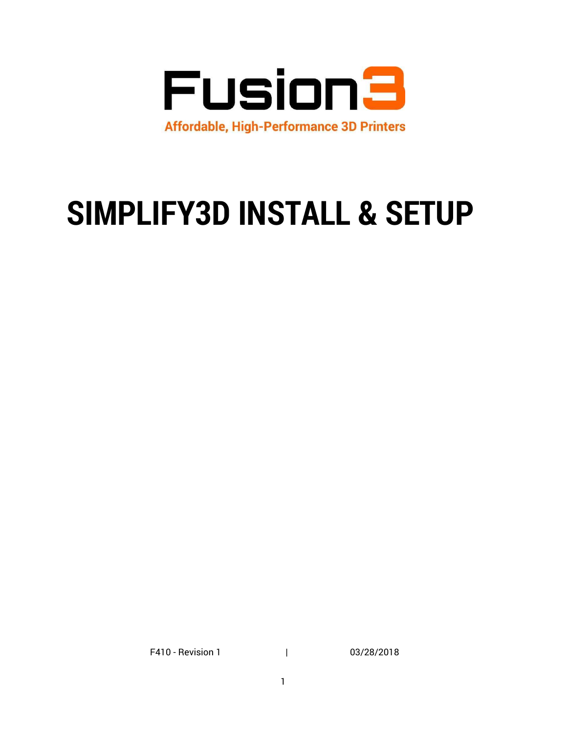Fusion3

Affordable, High-Performance 3D Printers

# SIMPLIFY3D INSTALL & SETUP

F410 - Revision 1 | 03/28/2018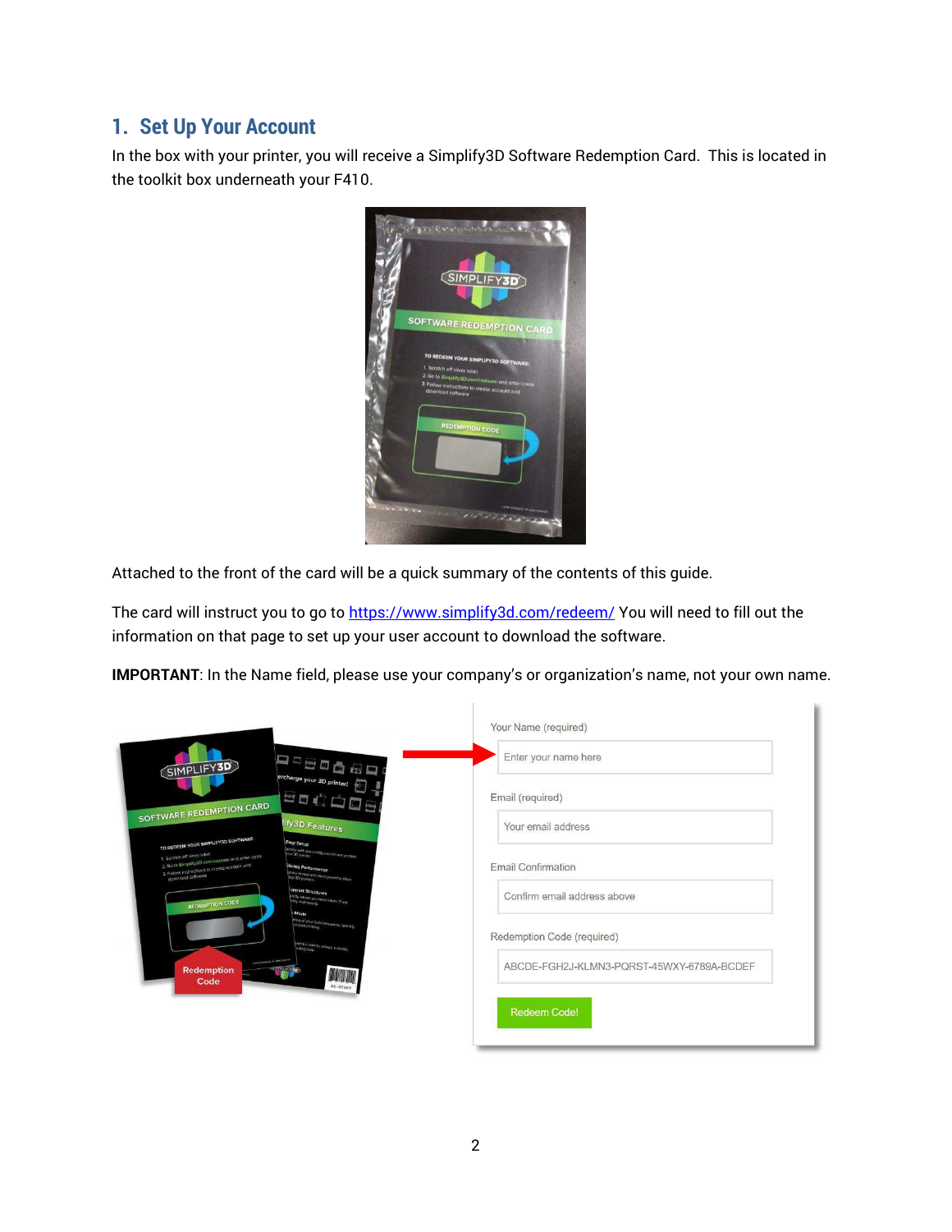## 1. Set Up Your Account

In the box with your printer, you will receive a Simplify3D Software Redemption Card. This is located in the toolkit box underneath your F410.

Attached to the front of the card will be a quick summary of the contents of this guide.

The card will instruct you to go to [https://www.simplify3d.com/redeem/](https://www.simplify3d.com/redeem/) You will need to fill out the information on that page to set up your user account to download the software.

**IMPORTANT**: In the Name field, please use your company's or organization's name, not your own name.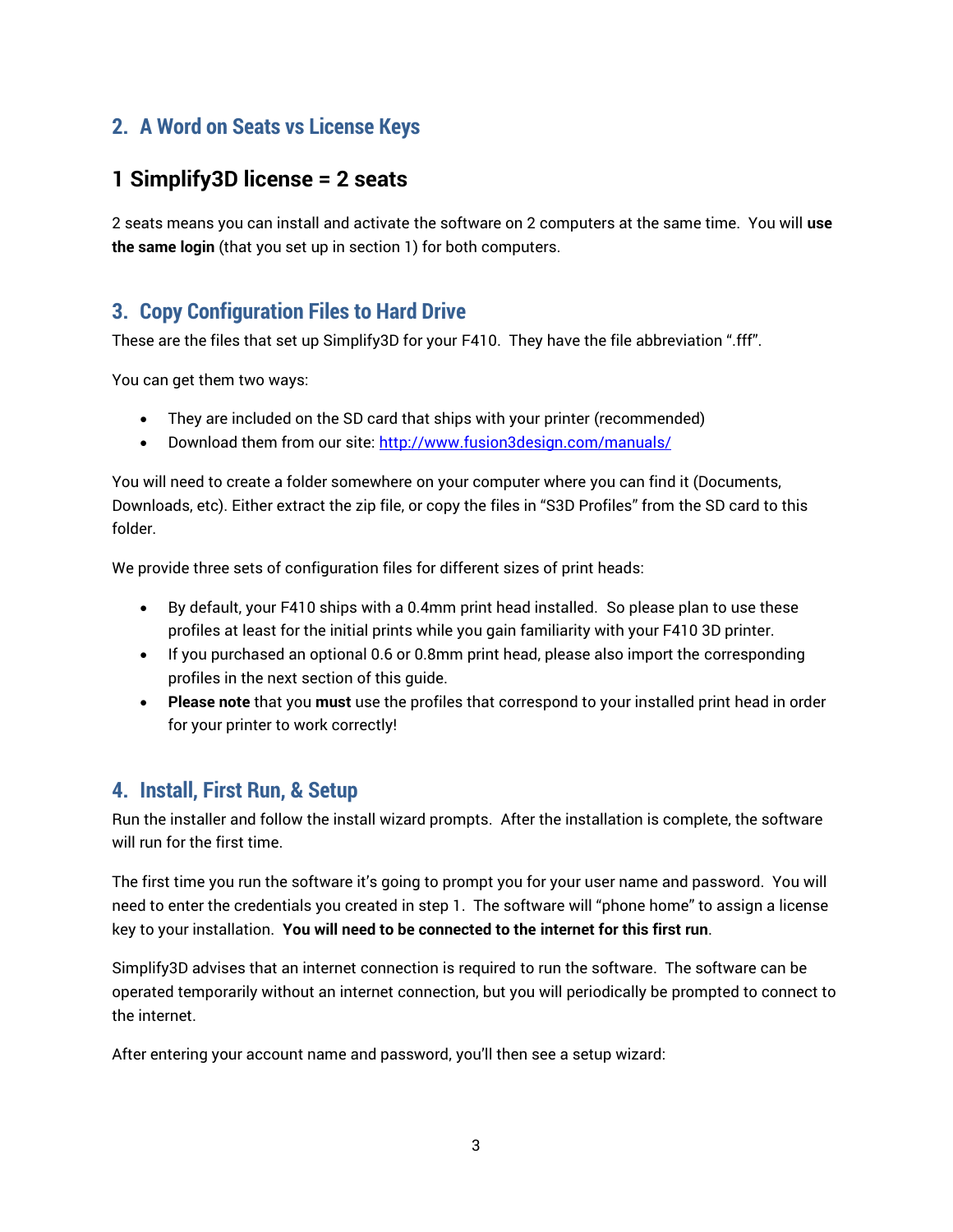## 2. A Word on Seats vs License Keys

### 1 Simplify3D license = 2 seats

2 seats means you can install and activate the software on 2 computers at the same time. You will **use the same login** (that you set up in section 1) for both computers.

## 3. Copy Configuration Files to Hard Drive

These are the files that set up Simplify3D for your F410. They have the file abbreviation ".fff".

You can get them two ways:

- They are included on the SD card that ships with your printer (recommended)
- Download them from our site: [http://www.fusion3design.com/manuals/](http://www.fusion3design.com/manuals/)

You will need to create a folder somewhere on your computer where you can find it (Documents, Downloads, etc). Either extract the zip file, or copy the files in "S3D Profiles" from the SD card to this folder.

We provide three sets of configuration files for different sizes of print heads:

- By default, your F410 ships with a 0.4mm print head installed. So please plan to use these profiles at least for the initial prints while you gain familiarity with your F410 3D printer.
- If you purchased an optional 0.6 or 0.8mm print head, please also import the corresponding profiles in the next section of this guide.
- **Please note** that you **must** use the profiles that correspond to your installed print head in order for your printer to work correctly!

## 4. Install, First Run, & Setup

Run the installer and follow the install wizard prompts. After the installation is complete, the software will run for the first time.

The first time you run the software it's going to prompt you for your user name and password. You will need to enter the credentials you created in step 1. The software will "phone home" to assign a license key to your installation. **You will need to be connected to the internet for this first run**.

Simplify3D advises that an internet connection is required to run the software. The software can be operated temporarily without an internet connection, but you will periodically be prompted to connect to the internet.

After entering your account name and password, you'll then see a setup wizard: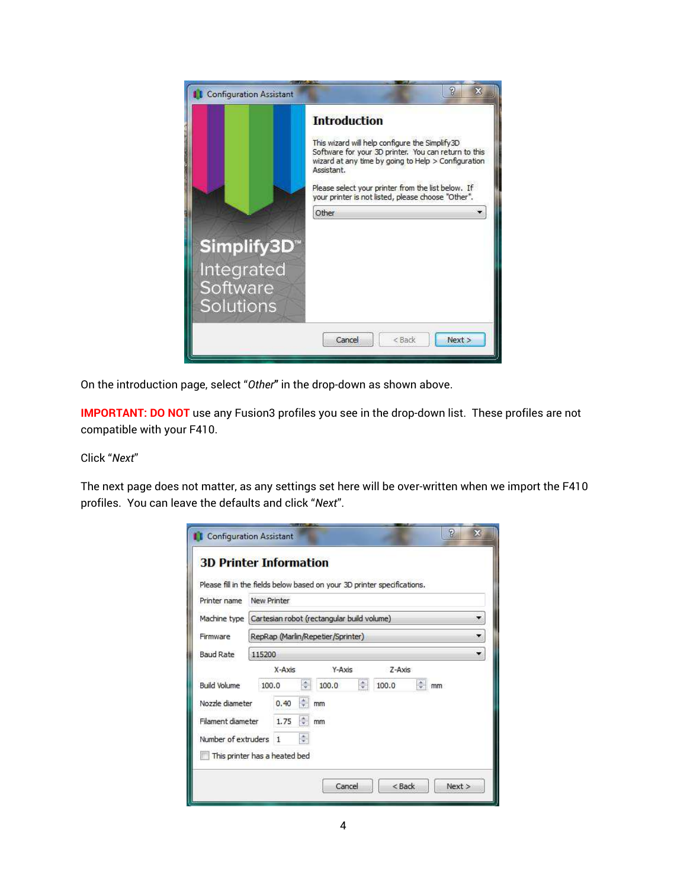On the introduction page, select "*Other*" in the drop-down as shown above.

**IMPORTANT: DO NOT** use any Fusion3 profiles you see in the drop-down list. These profiles are not compatible with your F410.

Click "*Next*"

The next page does not matter, as any settings set here will be over-written when we import the F410 profiles. You can leave the defaults and click "*Next*".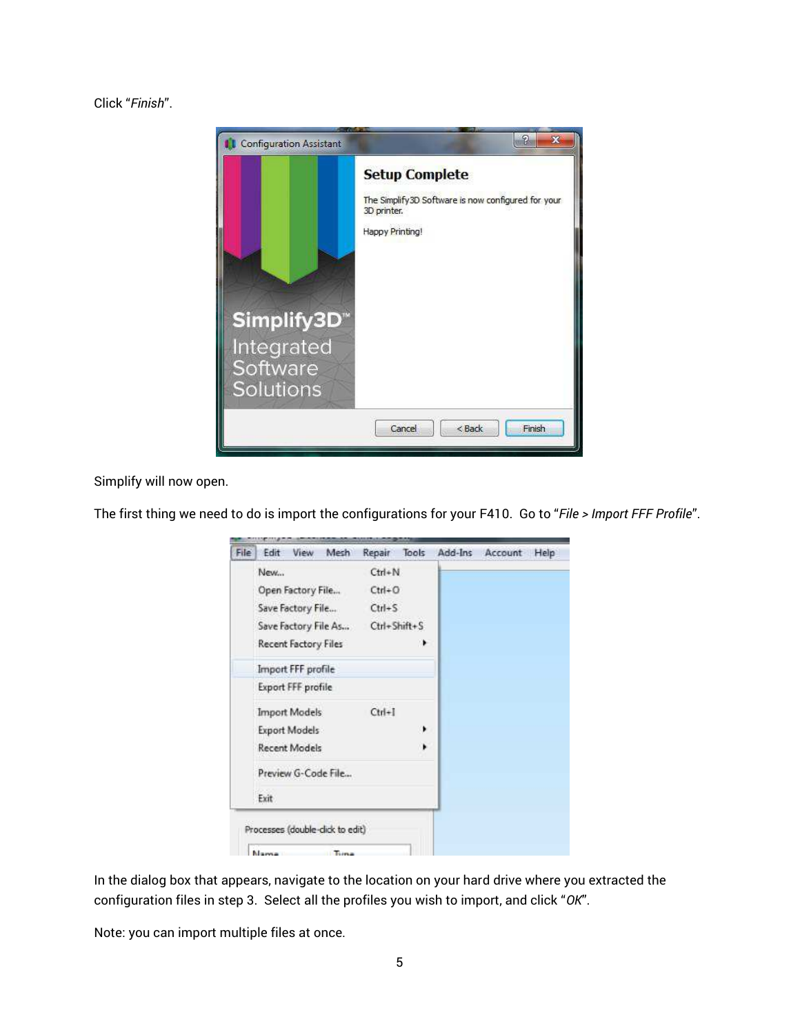Click "*Finish*".

Simplify will now open.

The first thing we need to do is import the configurations for your F410. Go to "*File > Import FFF Profile*".

In the dialog box that appears, navigate to the location on your hard drive where you extracted the configuration files in step 3. Select all the profiles you wish to import, and click "*OK*".

Note: you can import multiple files at once.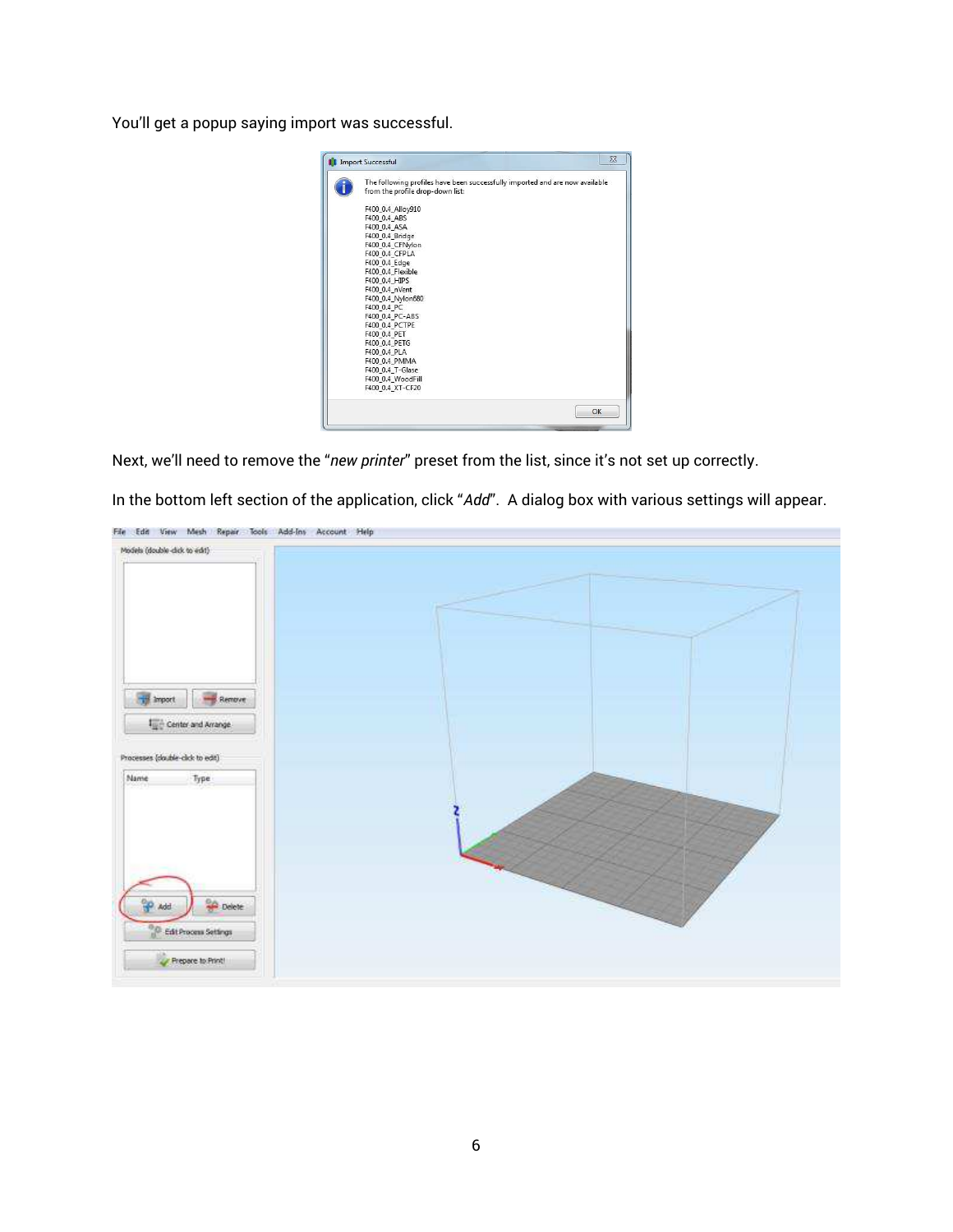You'll get a popup saying import was successful.

Next, we'll need to remove the "*new printer*" preset from the list, since it's not set up correctly.

In the bottom left section of the application, click "*Add*". A dialog box with various settings will appear.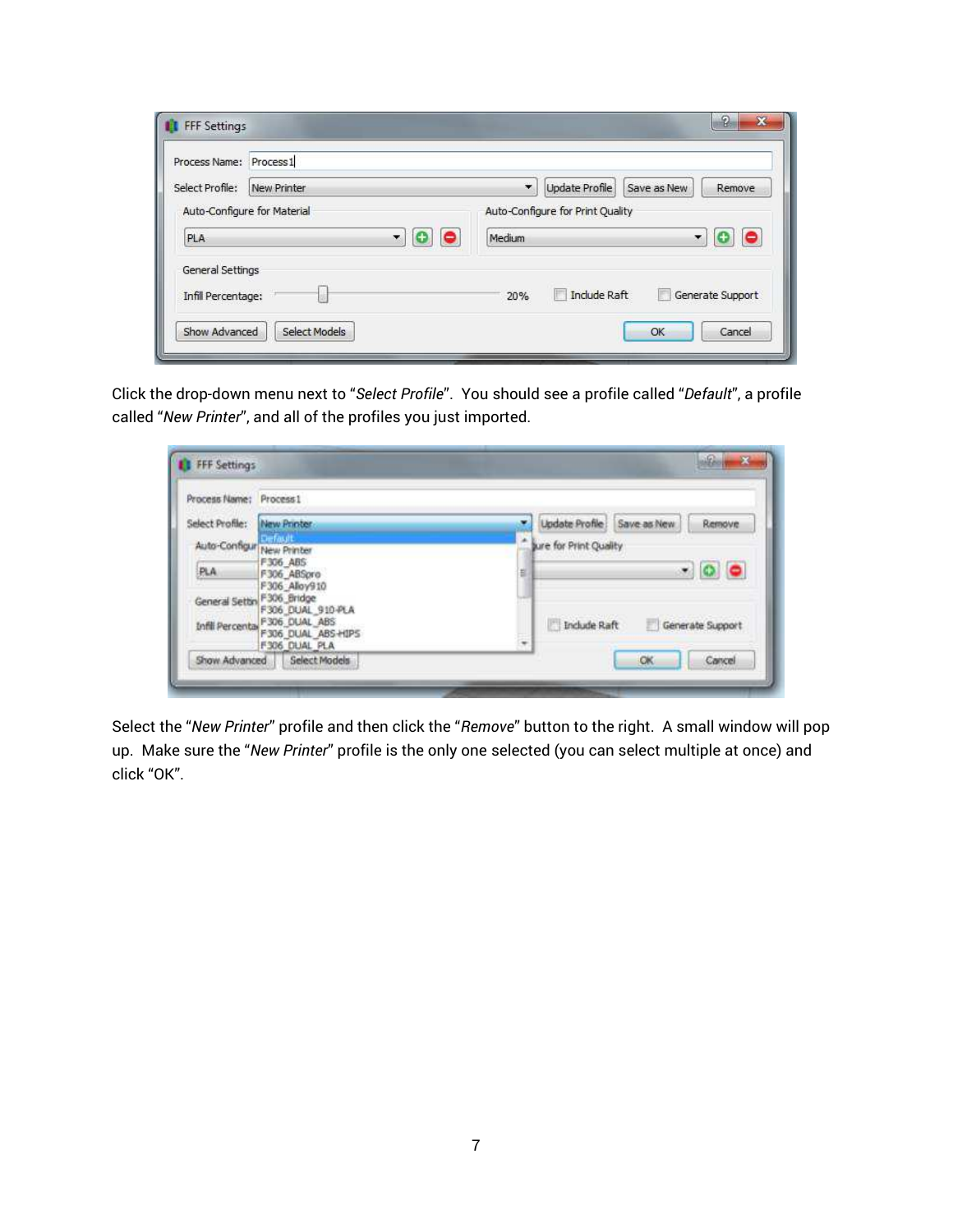Click the drop-down menu next to "*Select Profile*". You should see a profile called "*Default*", a profile called "*New Printer*", and all of the profiles you just imported.

Select the "*New Printer*" profile and then click the "*Remove*" button to the right. A small window will pop up. Make sure the "*New Printer*" profile is the only one selected (you can select multiple at once) and click "OK".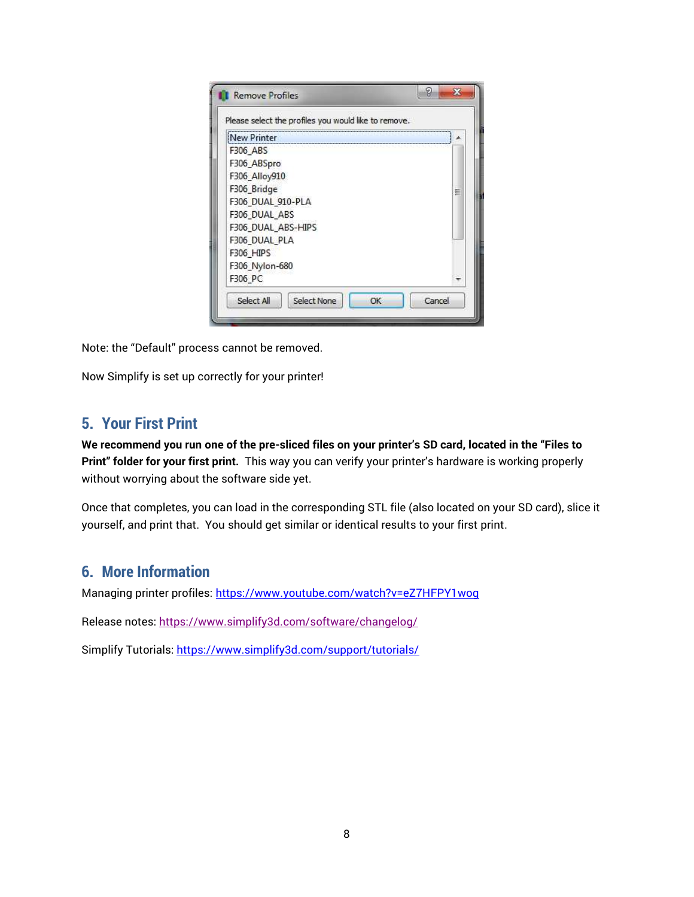Note: the "Default" process cannot be removed.

Now Simplify is set up correctly for your printer!

## 5. Your First Print

**We recommend you run one of the pre-sliced files on your printer's SD card, located in the "Files to Print" folder for your first print.** This way you can verify your printer's hardware is working properly without worrying about the software side yet.

Once that completes, you can load in the corresponding STL file (also located on your SD card), slice it yourself, and print that. You should get similar or identical results to your first print.

## 6. More Information

Managing printer profiles: https://www.youtube.com/watch?v=eZ7HFPY1wog

Release notes: https://www.simplify3d.com/software/changelog/

Simplify Tutorials: https://www.simplify3d.com/support/tutorials/